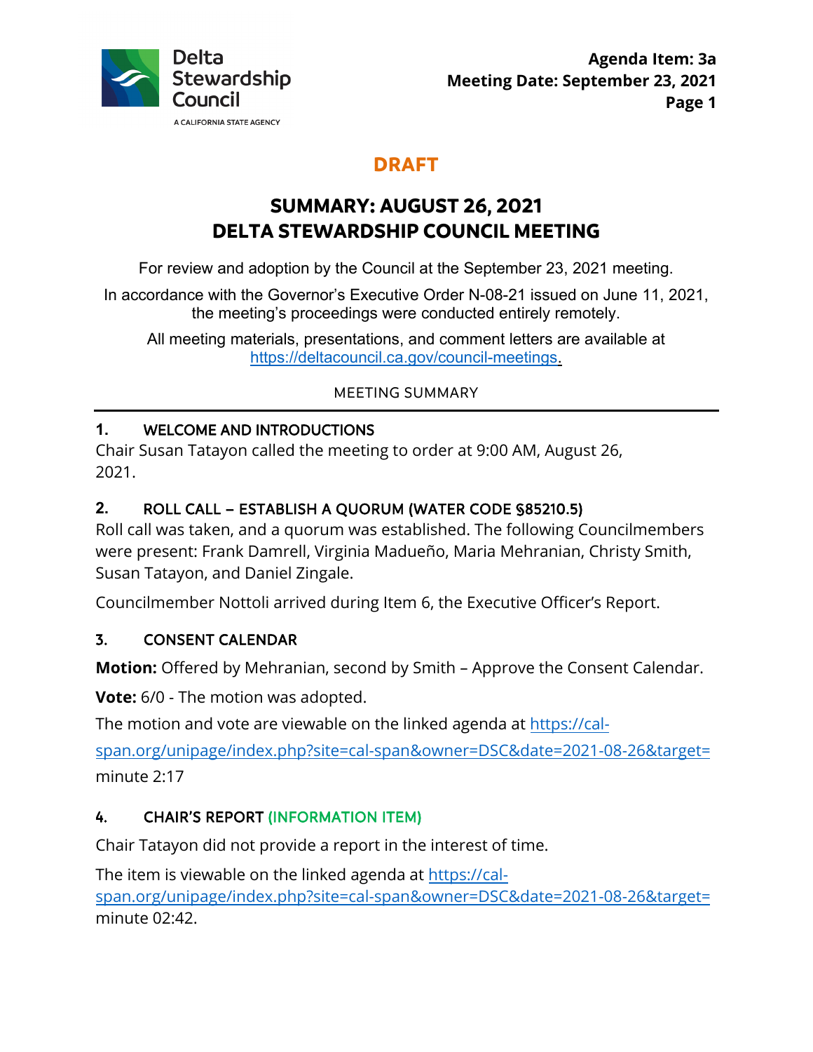Delta Stewardship Council

A CALIFORNIA STATE AGENCY

**Agenda Item: 3a**
**Meeting Date: September 23, 2021**

**DRAFT**

# SUMMARY: AUGUST 26, 2021 DELTA STEWARDSHIP COUNCIL MEETING

For review and adoption by the Council at the September 23, 2021 meeting.

In accordance with the Governor's Executive Order N-08-21 issued on June 11, 2021, the meeting's proceedings were conducted entirely remotely.

All meeting materials, presentations, and comment letters are available at https://deltacouncil.ca.gov/council-meetings.

MEETING SUMMARY

---

## 1. WELCOME AND INTRODUCTIONS

Chair Susan Tatayon called the meeting to order at 9:00 AM, August 26, 2021.

## 2. ROLL CALL – ESTABLISH A QUORUM (WATER CODE §85210.5)

Roll call was taken, and a quorum was established. The following Councilmembers were present: Frank Damrell, Virginia Madueño, Maria Mehranian, Christy Smith, Susan Tatayon, and Daniel Zingale.

Councilmember Nottoli arrived during Item 6, the Executive Officer's Report.

## 3. CONSENT CALENDAR

**Motion:** Offered by Mehranian, second by Smith – Approve the Consent Calendar.

**Vote:** 6/0 - The motion was adopted.

The motion and vote are viewable on the linked agenda at https://cal-span.org/unipage/index.php?site=cal-span&owner=DSC&date=2021-08-26&target= minute 2:17

## 4. CHAIR'S REPORT (INFORMATION ITEM)

Chair Tatayon did not provide a report in the interest of time.

The item is viewable on the linked agenda at https://cal-span.org/unipage/index.php?site=cal-span&owner=DSC&date=2021-08-26&target= minute 02:42.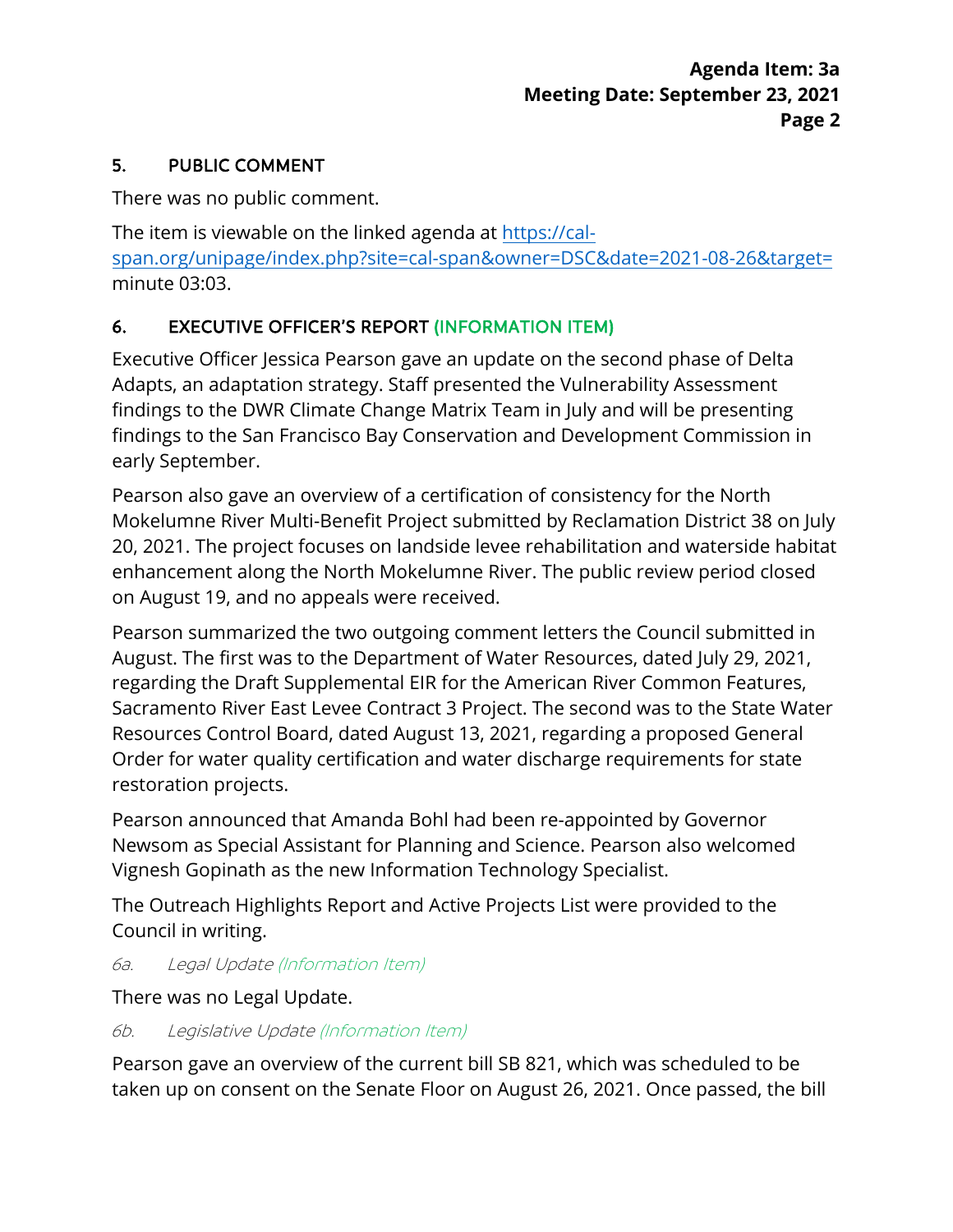## 5. PUBLIC COMMENT

There was no public comment.

The item is viewable on the linked agenda at [https://cal-span.org/unipage/index.php?site=cal-span&owner=DSC&date=2021-08-26&target=](https://cal-span.org/unipage/index.php?site=cal-span&owner=DSC&date=2021-08-26&target=) minute 03:03.

## 6. EXECUTIVE OFFICER'S REPORT (INFORMATION ITEM)

Executive Officer Jessica Pearson gave an update on the second phase of Delta Adapts, an adaptation strategy. Staff presented the Vulnerability Assessment findings to the DWR Climate Change Matrix Team in July and will be presenting findings to the San Francisco Bay Conservation and Development Commission in early September.

Pearson also gave an overview of a certification of consistency for the North Mokelumne River Multi-Benefit Project submitted by Reclamation District 38 on July 20, 2021. The project focuses on landside levee rehabilitation and waterside habitat enhancement along the North Mokelumne River. The public review period closed on August 19, and no appeals were received.

Pearson summarized the two outgoing comment letters the Council submitted in August. The first was to the Department of Water Resources, dated July 29, 2021, regarding the Draft Supplemental EIR for the American River Common Features, Sacramento River East Levee Contract 3 Project. The second was to the State Water Resources Control Board, dated August 13, 2021, regarding a proposed General Order for water quality certification and water discharge requirements for state restoration projects.

Pearson announced that Amanda Bohl had been re-appointed by Governor Newsom as Special Assistant for Planning and Science. Pearson also welcomed Vignesh Gopinath as the new Information Technology Specialist.

The Outreach Highlights Report and Active Projects List were provided to the Council in writing.

### *6a. Legal Update (Information Item)*

There was no Legal Update.

### *6b. Legislative Update (Information Item)*

Pearson gave an overview of the current bill SB 821, which was scheduled to be taken up on consent on the Senate Floor on August 26, 2021. Once passed, the bill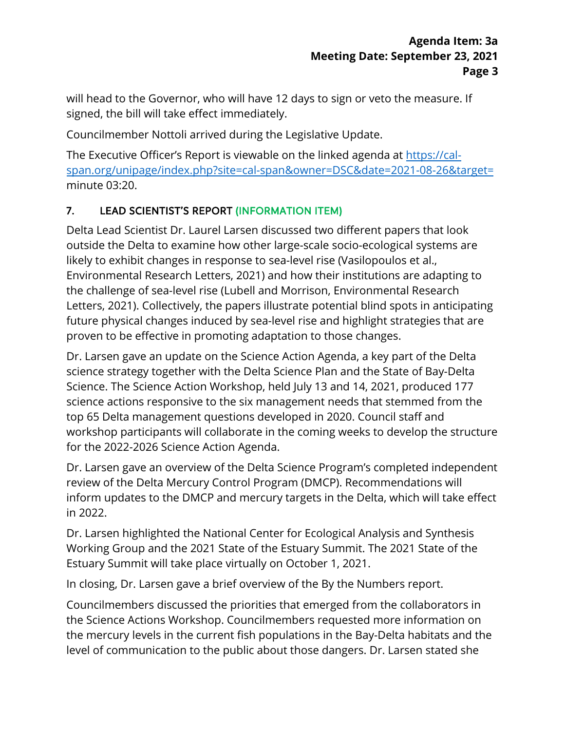will head to the Governor, who will have 12 days to sign or veto the measure. If signed, the bill will take effect immediately.

Councilmember Nottoli arrived during the Legislative Update.

The Executive Officer's Report is viewable on the linked agenda at [https://cal-span.org/unipage/index.php?site=cal-span&owner=DSC&date=2021-08-26&target=](https://cal-span.org/unipage/index.php?site=cal-span&owner=DSC&date=2021-08-26&target=) minute 03:20.

## 7. LEAD SCIENTIST'S REPORT (INFORMATION ITEM)

Delta Lead Scientist Dr. Laurel Larsen discussed two different papers that look outside the Delta to examine how other large-scale socio-ecological systems are likely to exhibit changes in response to sea-level rise (Vasilopoulos et al., Environmental Research Letters, 2021) and how their institutions are adapting to the challenge of sea-level rise (Lubell and Morrison, Environmental Research Letters, 2021). Collectively, the papers illustrate potential blind spots in anticipating future physical changes induced by sea-level rise and highlight strategies that are proven to be effective in promoting adaptation to those changes.

Dr. Larsen gave an update on the Science Action Agenda, a key part of the Delta science strategy together with the Delta Science Plan and the State of Bay-Delta Science. The Science Action Workshop, held July 13 and 14, 2021, produced 177 science actions responsive to the six management needs that stemmed from the top 65 Delta management questions developed in 2020. Council staff and workshop participants will collaborate in the coming weeks to develop the structure for the 2022-2026 Science Action Agenda.

Dr. Larsen gave an overview of the Delta Science Program's completed independent review of the Delta Mercury Control Program (DMCP). Recommendations will inform updates to the DMCP and mercury targets in the Delta, which will take effect in 2022.

Dr. Larsen highlighted the National Center for Ecological Analysis and Synthesis Working Group and the 2021 State of the Estuary Summit. The 2021 State of the Estuary Summit will take place virtually on October 1, 2021.

In closing, Dr. Larsen gave a brief overview of the By the Numbers report.

Councilmembers discussed the priorities that emerged from the collaborators in the Science Actions Workshop. Councilmembers requested more information on the mercury levels in the current fish populations in the Bay-Delta habitats and the level of communication to the public about those dangers. Dr. Larsen stated she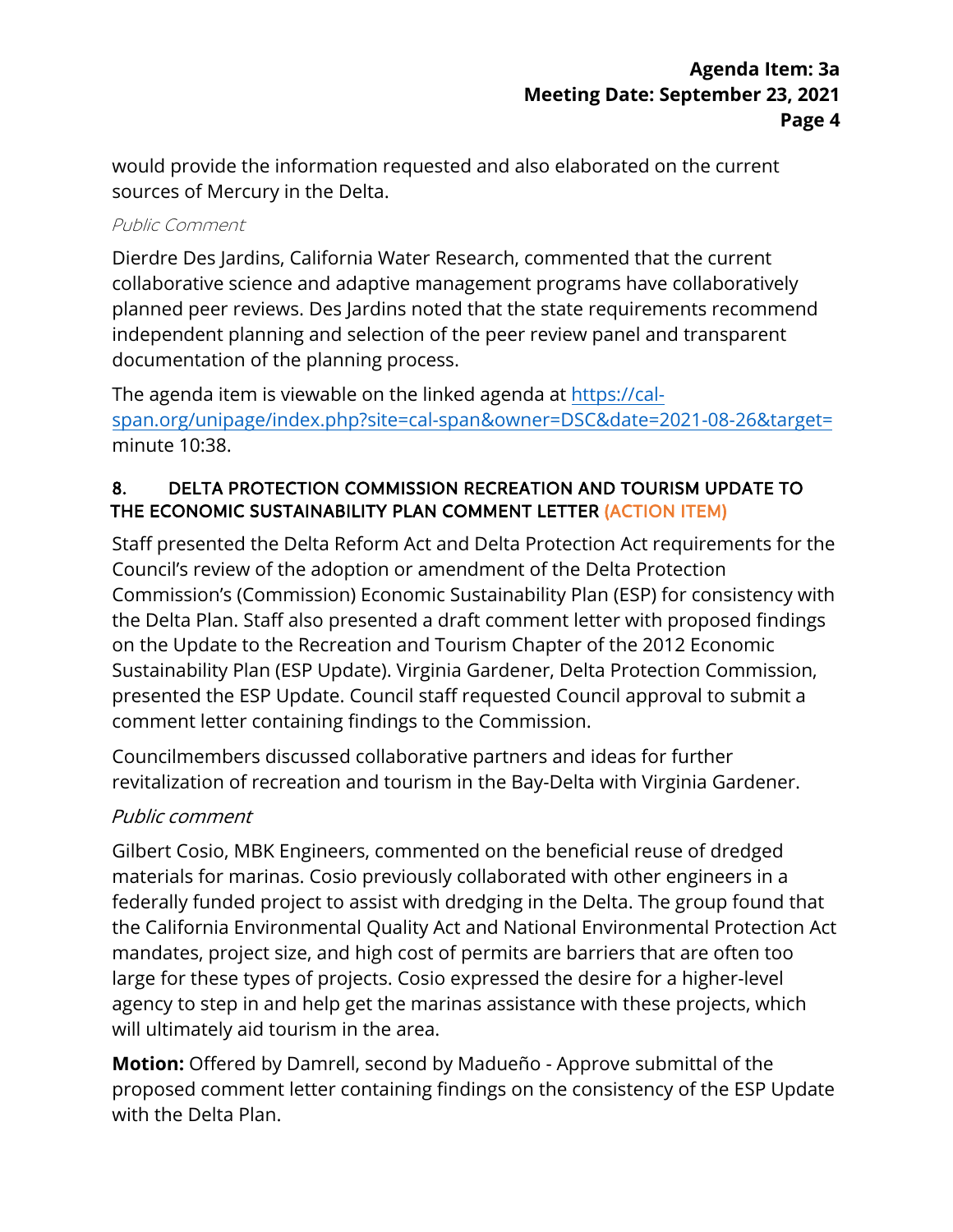would provide the information requested and also elaborated on the current sources of Mercury in the Delta.

*Public Comment*

Dierdre Des Jardins, California Water Research, commented that the current collaborative science and adaptive management programs have collaboratively planned peer reviews. Des Jardins noted that the state requirements recommend independent planning and selection of the peer review panel and transparent documentation of the planning process.

The agenda item is viewable on the linked agenda at [https://cal-span.org/unipage/index.php?site=cal-span&owner=DSC&date=2021-08-26&target=](https://cal-span.org/unipage/index.php?site=cal-span&owner=DSC&date=2021-08-26&target=) minute 10:38.

## 8. DELTA PROTECTION COMMISSION RECREATION AND TOURISM UPDATE TO THE ECONOMIC SUSTAINABILITY PLAN COMMENT LETTER (ACTION ITEM)

Staff presented the Delta Reform Act and Delta Protection Act requirements for the Council's review of the adoption or amendment of the Delta Protection Commission's (Commission) Economic Sustainability Plan (ESP) for consistency with the Delta Plan. Staff also presented a draft comment letter with proposed findings on the Update to the Recreation and Tourism Chapter of the 2012 Economic Sustainability Plan (ESP Update). Virginia Gardener, Delta Protection Commission, presented the ESP Update. Council staff requested Council approval to submit a comment letter containing findings to the Commission.

Councilmembers discussed collaborative partners and ideas for further revitalization of recreation and tourism in the Bay-Delta with Virginia Gardener.

*Public comment*

Gilbert Cosio, MBK Engineers, commented on the beneficial reuse of dredged materials for marinas. Cosio previously collaborated with other engineers in a federally funded project to assist with dredging in the Delta. The group found that the California Environmental Quality Act and National Environmental Protection Act mandates, project size, and high cost of permits are barriers that are often too large for these types of projects. Cosio expressed the desire for a higher-level agency to step in and help get the marinas assistance with these projects, which will ultimately aid tourism in the area.

**Motion:** Offered by Damrell, second by Madueño - Approve submittal of the proposed comment letter containing findings on the consistency of the ESP Update with the Delta Plan.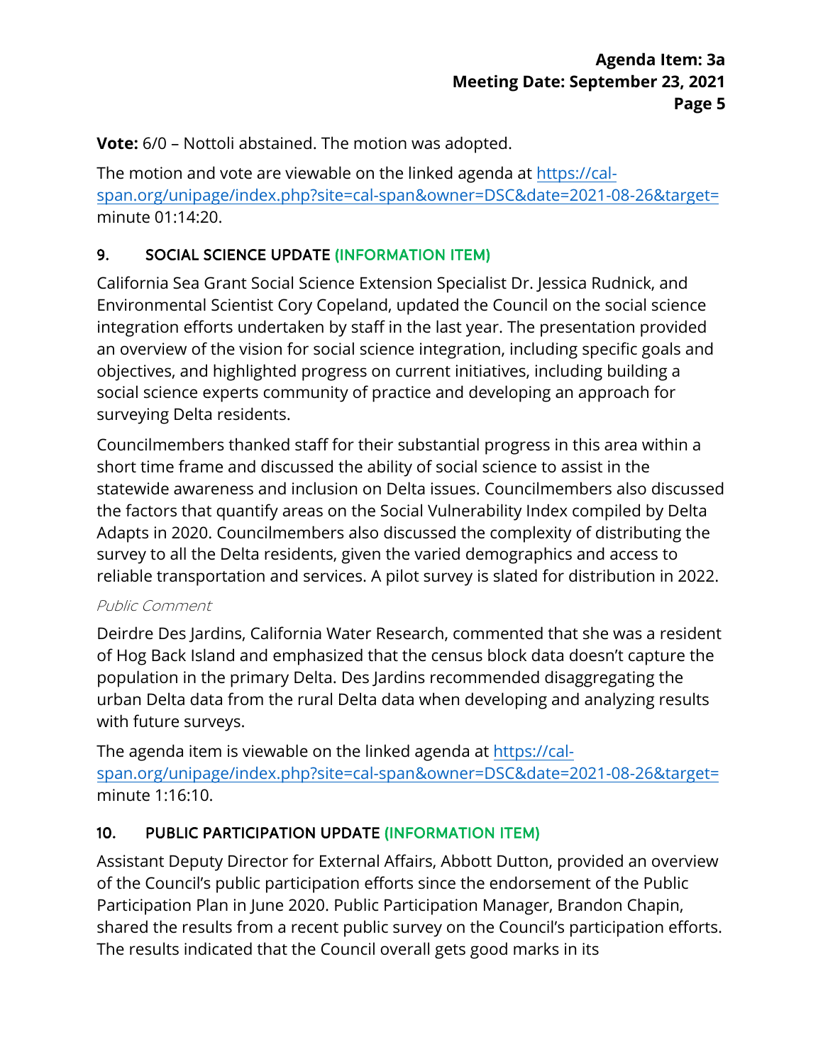**Vote:** 6/0 – Nottoli abstained. The motion was adopted.

The motion and vote are viewable on the linked agenda at [https://cal-span.org/unipage/index.php?site=cal-span&owner=DSC&date=2021-08-26&target=](https://cal-span.org/unipage/index.php?site=cal-span&owner=DSC&date=2021-08-26&target=) minute 01:14:20.

## 9. SOCIAL SCIENCE UPDATE (INFORMATION ITEM)

California Sea Grant Social Science Extension Specialist Dr. Jessica Rudnick, and Environmental Scientist Cory Copeland, updated the Council on the social science integration efforts undertaken by staff in the last year. The presentation provided an overview of the vision for social science integration, including specific goals and objectives, and highlighted progress on current initiatives, including building a social science experts community of practice and developing an approach for surveying Delta residents.

Councilmembers thanked staff for their substantial progress in this area within a short time frame and discussed the ability of social science to assist in the statewide awareness and inclusion on Delta issues. Councilmembers also discussed the factors that quantify areas on the Social Vulnerability Index compiled by Delta Adapts in 2020. Councilmembers also discussed the complexity of distributing the survey to all the Delta residents, given the varied demographics and access to reliable transportation and services. A pilot survey is slated for distribution in 2022.

*Public Comment*

Deirdre Des Jardins, California Water Research, commented that she was a resident of Hog Back Island and emphasized that the census block data doesn't capture the population in the primary Delta. Des Jardins recommended disaggregating the urban Delta data from the rural Delta data when developing and analyzing results with future surveys.

The agenda item is viewable on the linked agenda at [https://cal-span.org/unipage/index.php?site=cal-span&owner=DSC&date=2021-08-26&target=](https://cal-span.org/unipage/index.php?site=cal-span&owner=DSC&date=2021-08-26&target=) minute 1:16:10.

## 10. PUBLIC PARTICIPATION UPDATE (INFORMATION ITEM)

Assistant Deputy Director for External Affairs, Abbott Dutton, provided an overview of the Council's public participation efforts since the endorsement of the Public Participation Plan in June 2020. Public Participation Manager, Brandon Chapin, shared the results from a recent public survey on the Council's participation efforts. The results indicated that the Council overall gets good marks in its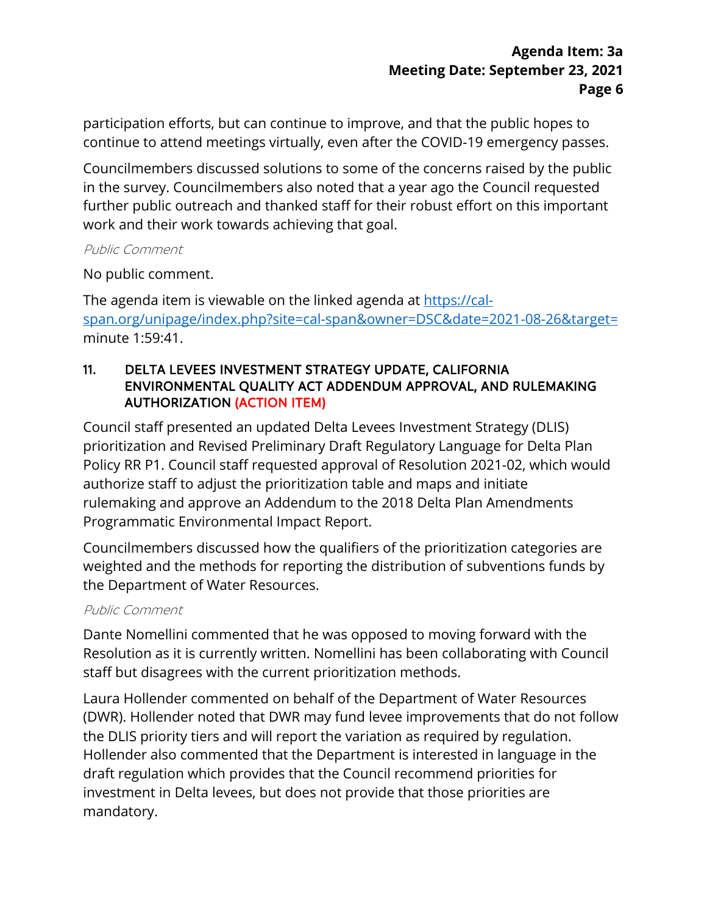participation efforts, but can continue to improve, and that the public hopes to continue to attend meetings virtually, even after the COVID-19 emergency passes.

Councilmembers discussed solutions to some of the concerns raised by the public in the survey. Councilmembers also noted that a year ago the Council requested further public outreach and thanked staff for their robust effort on this important work and their work towards achieving that goal.

*Public Comment*

No public comment.

The agenda item is viewable on the linked agenda at [https://cal-span.org/unipage/index.php?site=cal-span&owner=DSC&date=2021-08-26&target=](https://cal-span.org/unipage/index.php?site=cal-span&owner=DSC&date=2021-08-26&target=) minute 1:59:41.

### 11. DELTA LEVEES INVESTMENT STRATEGY UPDATE, CALIFORNIA ENVIRONMENTAL QUALITY ACT ADDENDUM APPROVAL, AND RULEMAKING AUTHORIZATION (ACTION ITEM)

Council staff presented an updated Delta Levees Investment Strategy (DLIS) prioritization and Revised Preliminary Draft Regulatory Language for Delta Plan Policy RR P1. Council staff requested approval of Resolution 2021-02, which would authorize staff to adjust the prioritization table and maps and initiate rulemaking and approve an Addendum to the 2018 Delta Plan Amendments Programmatic Environmental Impact Report.

Councilmembers discussed how the qualifiers of the prioritization categories are weighted and the methods for reporting the distribution of subventions funds by the Department of Water Resources.

*Public Comment*

Dante Nomellini commented that he was opposed to moving forward with the Resolution as it is currently written. Nomellini has been collaborating with Council staff but disagrees with the current prioritization methods.

Laura Hollender commented on behalf of the Department of Water Resources (DWR). Hollender noted that DWR may fund levee improvements that do not follow the DLIS priority tiers and will report the variation as required by regulation. Hollender also commented that the Department is interested in language in the draft regulation which provides that the Council recommend priorities for investment in Delta levees, but does not provide that those priorities are mandatory.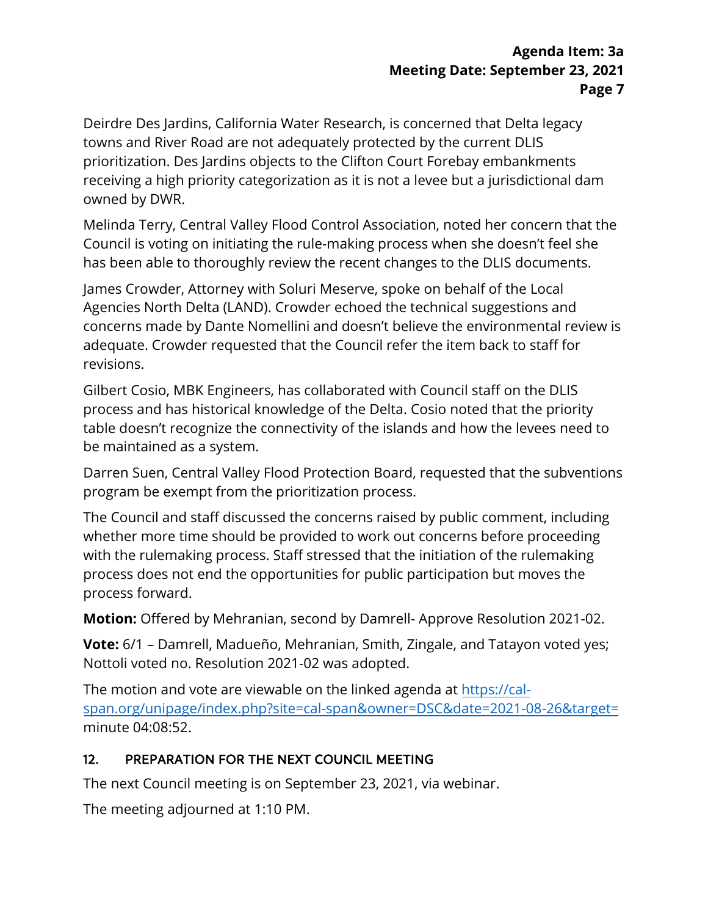Deirdre Des Jardins, California Water Research, is concerned that Delta legacy towns and River Road are not adequately protected by the current DLIS prioritization. Des Jardins objects to the Clifton Court Forebay embankments receiving a high priority categorization as it is not a levee but a jurisdictional dam owned by DWR.

Melinda Terry, Central Valley Flood Control Association, noted her concern that the Council is voting on initiating the rule-making process when she doesn't feel she has been able to thoroughly review the recent changes to the DLIS documents.

James Crowder, Attorney with Soluri Meserve, spoke on behalf of the Local Agencies North Delta (LAND). Crowder echoed the technical suggestions and concerns made by Dante Nomellini and doesn't believe the environmental review is adequate. Crowder requested that the Council refer the item back to staff for revisions.

Gilbert Cosio, MBK Engineers, has collaborated with Council staff on the DLIS process and has historical knowledge of the Delta. Cosio noted that the priority table doesn't recognize the connectivity of the islands and how the levees need to be maintained as a system.

Darren Suen, Central Valley Flood Protection Board, requested that the subventions program be exempt from the prioritization process.

The Council and staff discussed the concerns raised by public comment, including whether more time should be provided to work out concerns before proceeding with the rulemaking process. Staff stressed that the initiation of the rulemaking process does not end the opportunities for public participation but moves the process forward.

**Motion:** Offered by Mehranian, second by Damrell- Approve Resolution 2021-02.

**Vote:** 6/1 – Damrell, Madueño, Mehranian, Smith, Zingale, and Tatayon voted yes; Nottoli voted no. Resolution 2021-02 was adopted.

The motion and vote are viewable on the linked agenda at [https://cal-span.org/unipage/index.php?site=cal-span&owner=DSC&date=2021-08-26&target=](https://cal-span.org/unipage/index.php?site=cal-span&owner=DSC&date=2021-08-26&target=) minute 04:08:52.

## 12. PREPARATION FOR THE NEXT COUNCIL MEETING

The next Council meeting is on September 23, 2021, via webinar.

The meeting adjourned at 1:10 PM.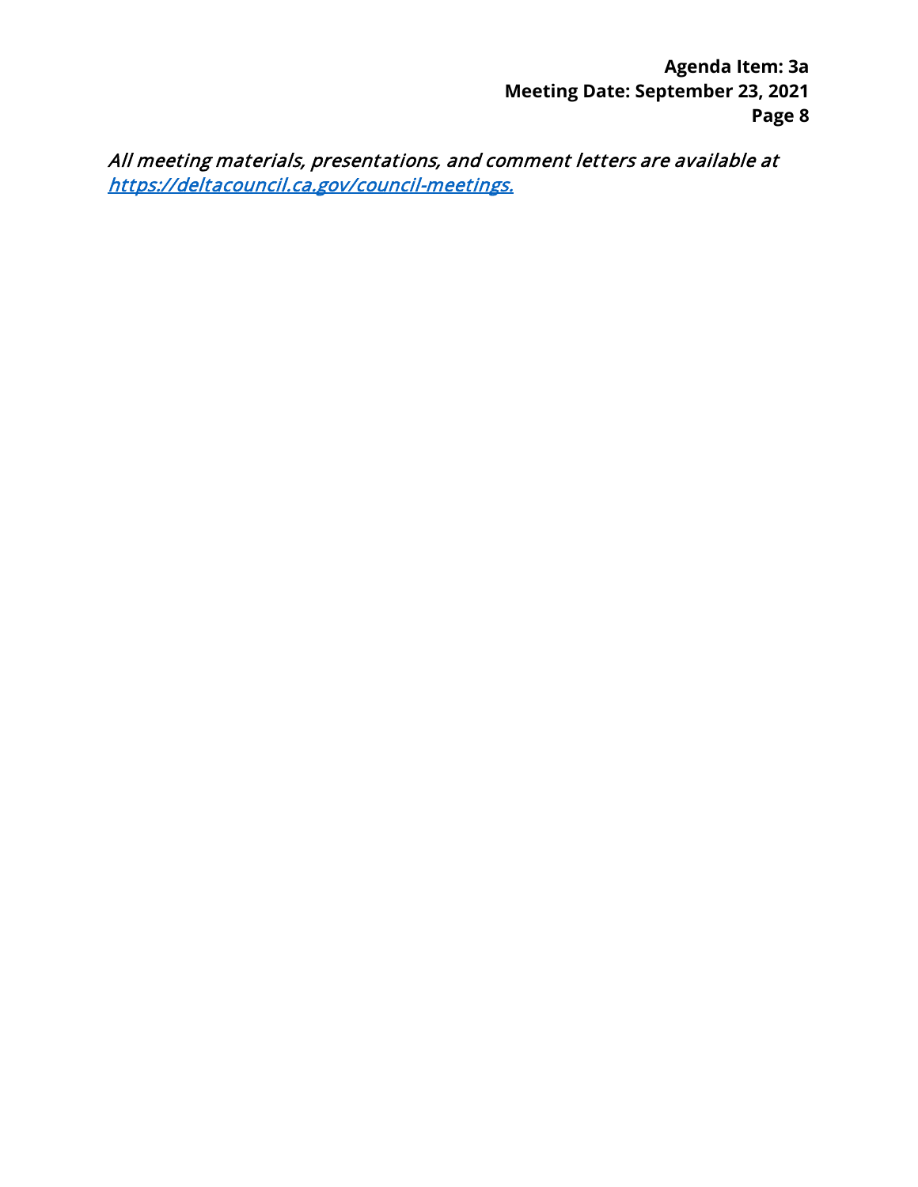*All meeting materials, presentations, and comment letters are available at [https://deltacouncil.ca.gov/council-meetings.](https://deltacouncil.ca.gov/council-meetings)*